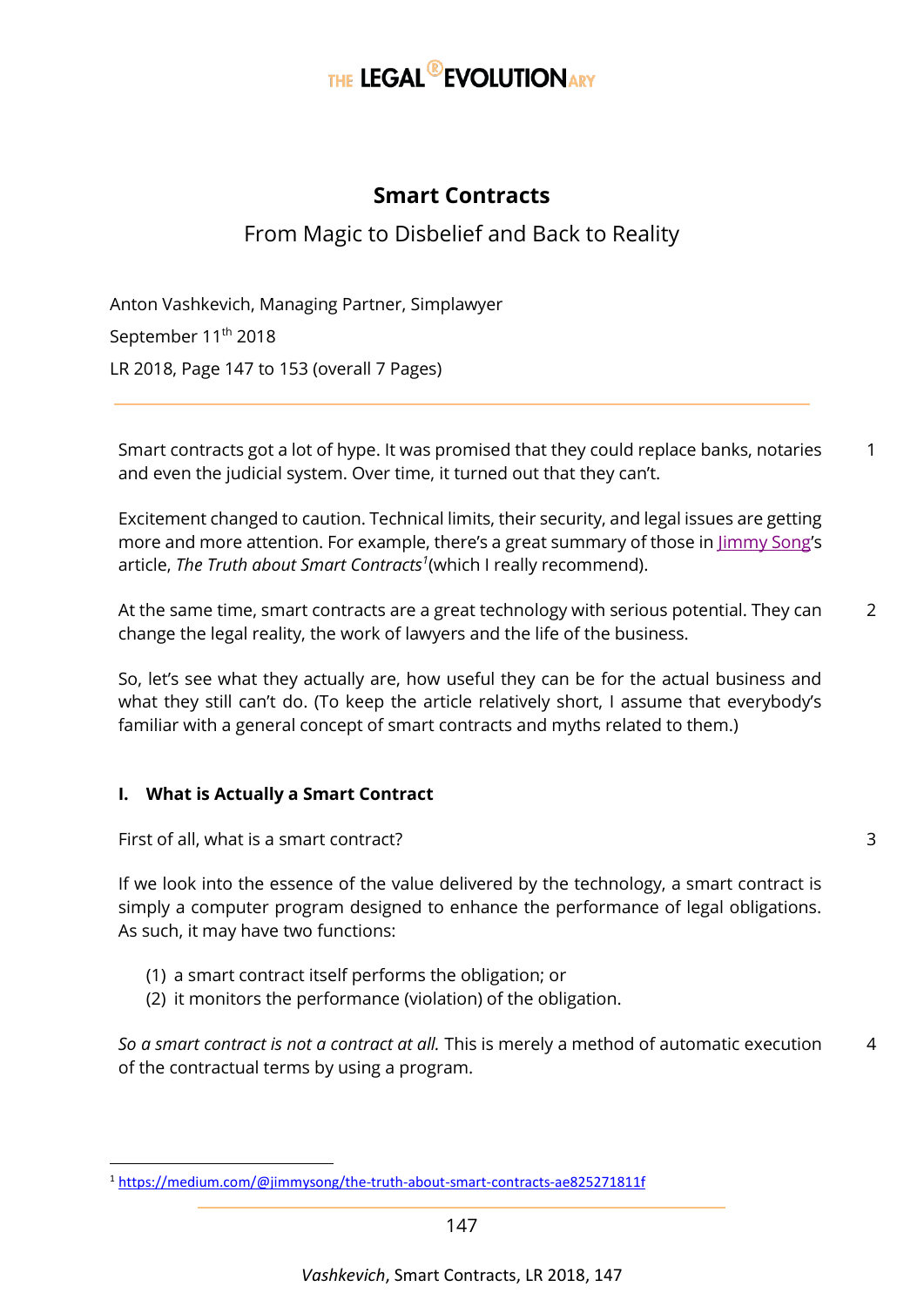# Smart Contracts

From Magic to Disbelief and Back to Reality

Anton Vashkevich, Managing Partner, Simplawyer

September 11th 2018

LR 2018, Page 147 to 153 (overall 7 Pages)

---

1 Smart contracts got a lot of hype. It was promised that they could replace banks, notaries and even the judicial system. Over time, it turned out that they can't.

Excitement changed to caution. Technical limits, their security, and legal issues are getting more and more attention. For example, there's a great summary of those in Jimmy Song's article, *The Truth about Smart Contracts*[1] (which I really recommend).

2 At the same time, smart contracts are a great technology with serious potential. They can change the legal reality, the work of lawyers and the life of the business.

So, let's see what they actually are, how useful they can be for the actual business and what they still can't do. (To keep the article relatively short, I assume that everybody's familiar with a general concept of smart contracts and myths related to them.)

## I. What is Actually a Smart Contract

3 First of all, what is a smart contract?

If we look into the essence of the value delivered by the technology, a smart contract is simply a computer program designed to enhance the performance of legal obligations. As such, it may have two functions:

(1) a smart contract itself performs the obligation; or
(2) it monitors the performance (violation) of the obligation.

4 *So a smart contract is not a contract at all.* This is merely a method of automatic execution of the contractual terms by using a program.

---

[1] https://medium.com/@jimmysong/the-truth-about-smart-contracts-ae825271811f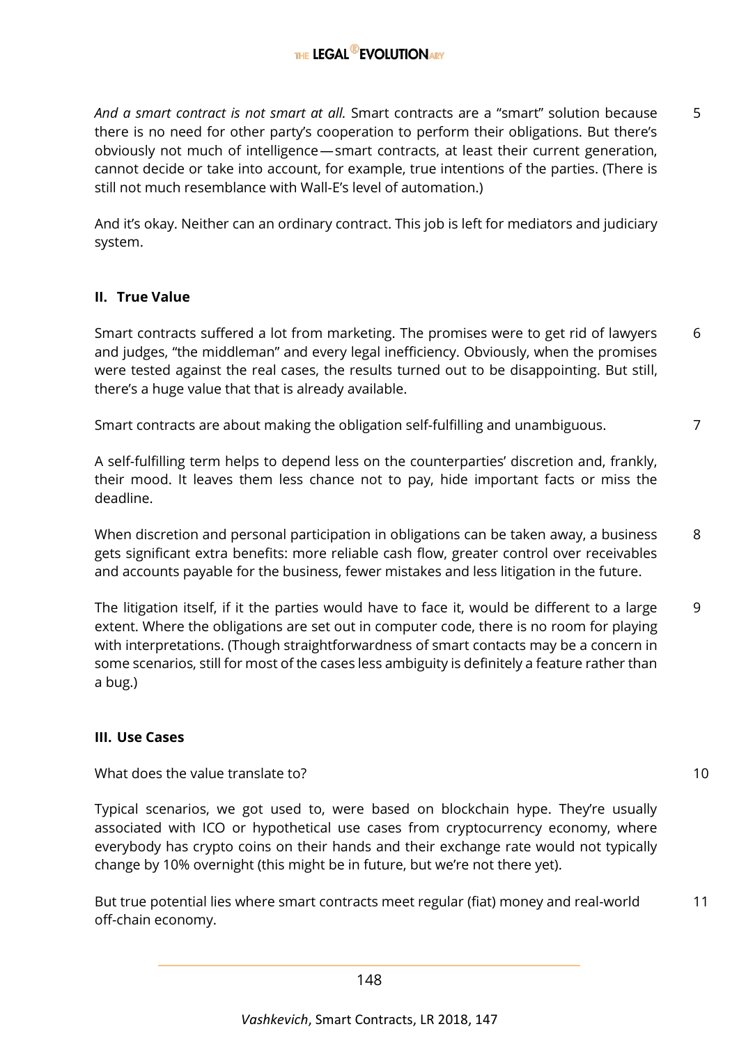5 *And a smart contract is not smart at all.* Smart contracts are a “smart” solution because there is no need for other party’s cooperation to perform their obligations. But there’s obviously not much of intelligence — smart contracts, at least their current generation, cannot decide or take into account, for example, true intentions of the parties. (There is still not much resemblance with Wall-E’s level of automation.)

And it’s okay. Neither can an ordinary contract. This job is left for mediators and judiciary system.

## II. True Value

6 Smart contracts suffered a lot from marketing. The promises were to get rid of lawyers and judges, “the middleman” and every legal inefficiency. Obviously, when the promises were tested against the real cases, the results turned out to be disappointing. But still, there’s a huge value that that is already available.

7 Smart contracts are about making the obligation self-fulfilling and unambiguous.

A self-fulfilling term helps to depend less on the counterparties’ discretion and, frankly, their mood. It leaves them less chance not to pay, hide important facts or miss the deadline.

8 When discretion and personal participation in obligations can be taken away, a business gets significant extra benefits: more reliable cash flow, greater control over receivables and accounts payable for the business, fewer mistakes and less litigation in the future.

9 The litigation itself, if it the parties would have to face it, would be different to a large extent. Where the obligations are set out in computer code, there is no room for playing with interpretations. (Though straightforwardness of smart contacts may be a concern in some scenarios, still for most of the cases less ambiguity is definitely a feature rather than a bug.)

## III. Use Cases

10 What does the value translate to?

Typical scenarios, we got used to, were based on blockchain hype. They’re usually associated with ICO or hypothetical use cases from cryptocurrency economy, where everybody has crypto coins on their hands and their exchange rate would not typically change by 10% overnight (this might be in future, but we’re not there yet).

11 But true potential lies where smart contracts meet regular (fiat) money and real-world off-chain economy.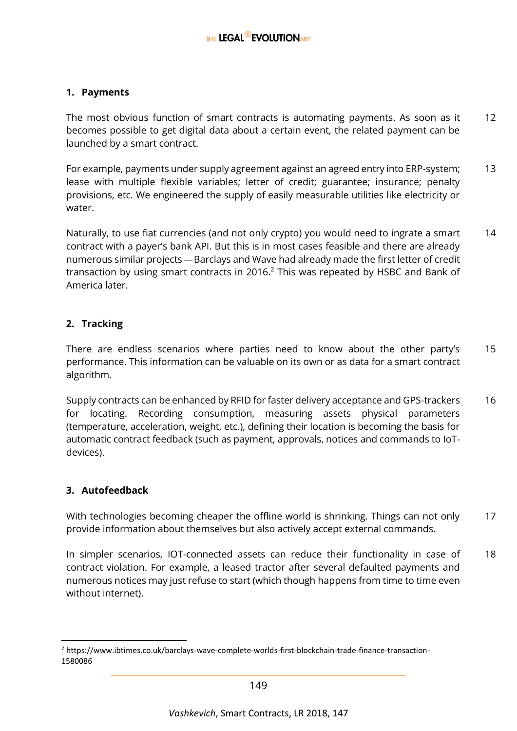## 1. Payments

The most obvious function of smart contracts is automating payments. As soon as it becomes possible to get digital data about a certain event, the related payment can be launched by a smart contract. 12

For example, payments under supply agreement against an agreed entry into ERP-system; lease with multiple flexible variables; letter of credit; guarantee; insurance; penalty provisions, etc. We engineered the supply of easily measurable utilities like electricity or water. 13

Naturally, to use fiat currencies (and not only crypto) you would need to ingrate a smart contract with a payer's bank API. But this is in most cases feasible and there are already numerous similar projects — Barclays and Wave had already made the first letter of credit transaction by using smart contracts in 2016.[2] This was repeated by HSBC and Bank of America later. 14

## 2. Tracking

There are endless scenarios where parties need to know about the other party's performance. This information can be valuable on its own or as data for a smart contract algorithm. 15

Supply contracts can be enhanced by RFID for faster delivery acceptance and GPS-trackers for locating. Recording consumption, measuring assets physical parameters (temperature, acceleration, weight, etc.), defining their location is becoming the basis for automatic contract feedback (such as payment, approvals, notices and commands to IoT-devices). 16

## 3. Autofeedback

With technologies becoming cheaper the offline world is shrinking. Things can not only provide information about themselves but also actively accept external commands. 17

In simpler scenarios, IOT-connected assets can reduce their functionality in case of contract violation. For example, a leased tractor after several defaulted payments and numerous notices may just refuse to start (which though happens from time to time even without internet). 18

---

[2] https://www.ibtimes.co.uk/barclays-wave-complete-worlds-first-blockchain-trade-finance-transaction-1580086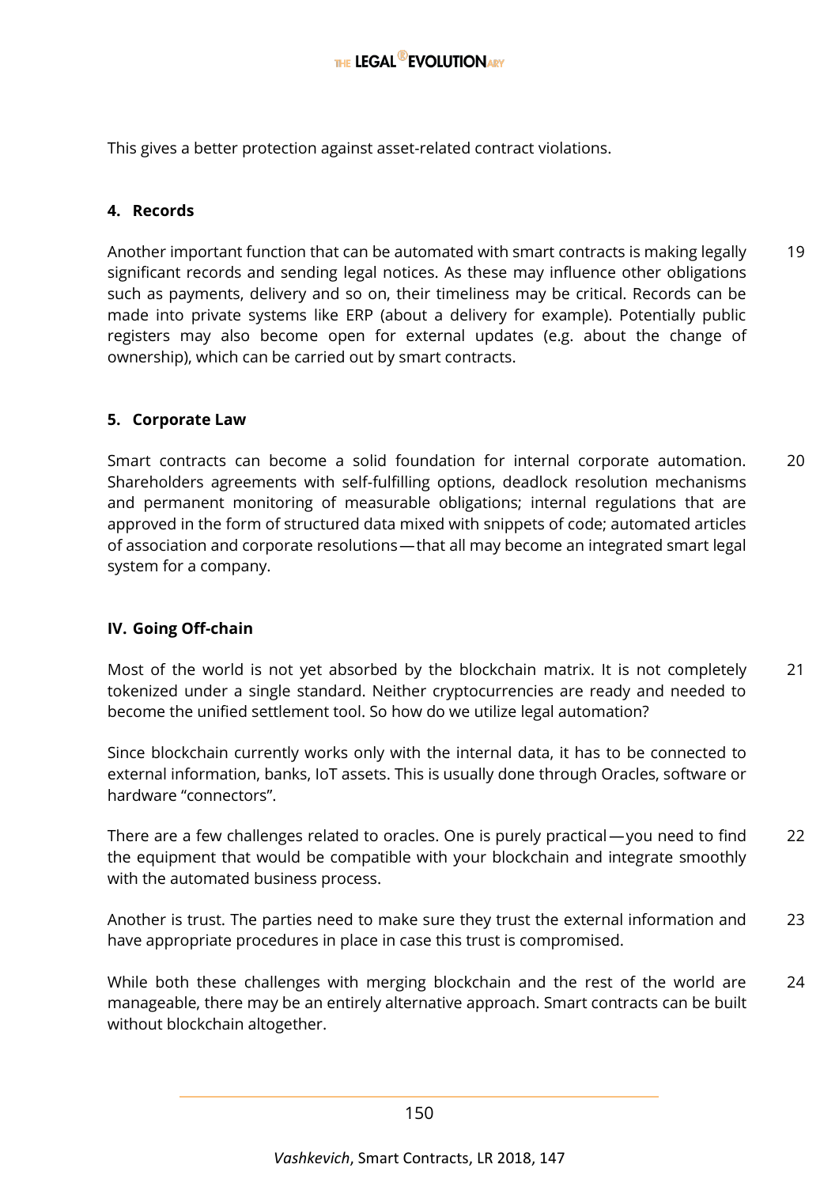This gives a better protection against asset-related contract violations.

#### 4. Records

19 Another important function that can be automated with smart contracts is making legally significant records and sending legal notices. As these may influence other obligations such as payments, delivery and so on, their timeliness may be critical. Records can be made into private systems like ERP (about a delivery for example). Potentially public registers may also become open for external updates (e.g. about the change of ownership), which can be carried out by smart contracts.

#### 5. Corporate Law

20 Smart contracts can become a solid foundation for internal corporate automation. Shareholders agreements with self-fulfilling options, deadlock resolution mechanisms and permanent monitoring of measurable obligations; internal regulations that are approved in the form of structured data mixed with snippets of code; automated articles of association and corporate resolutions—that all may become an integrated smart legal system for a company.

### IV. Going Off-chain

21 Most of the world is not yet absorbed by the blockchain matrix. It is not completely tokenized under a single standard. Neither cryptocurrencies are ready and needed to become the unified settlement tool. So how do we utilize legal automation?

Since blockchain currently works only with the internal data, it has to be connected to external information, banks, IoT assets. This is usually done through Oracles, software or hardware "connectors".

22 There are a few challenges related to oracles. One is purely practical—you need to find the equipment that would be compatible with your blockchain and integrate smoothly with the automated business process.

23 Another is trust. The parties need to make sure they trust the external information and have appropriate procedures in place in case this trust is compromised.

24 While both these challenges with merging blockchain and the rest of the world are manageable, there may be an entirely alternative approach. Smart contracts can be built without blockchain altogether.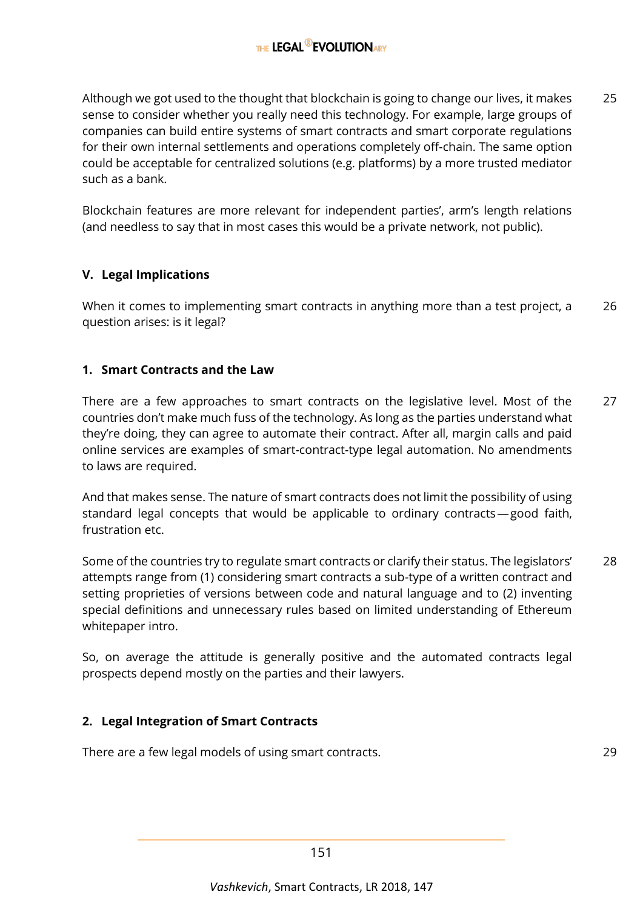Although we got used to the thought that blockchain is going to change our lives, it makes sense to consider whether you really need this technology. For example, large groups of companies can build entire systems of smart contracts and smart corporate regulations for their own internal settlements and operations completely off-chain. The same option could be acceptable for centralized solutions (e.g. platforms) by a more trusted mediator such as a bank. 25

Blockchain features are more relevant for independent parties', arm's length relations (and needless to say that in most cases this would be a private network, not public).

## V. Legal Implications

When it comes to implementing smart contracts in anything more than a test project, a question arises: is it legal? 26

### 1. Smart Contracts and the Law

There are a few approaches to smart contracts on the legislative level. Most of the countries don't make much fuss of the technology. As long as the parties understand what they're doing, they can agree to automate their contract. After all, margin calls and paid online services are examples of smart-contract-type legal automation. No amendments to laws are required. 27

And that makes sense. The nature of smart contracts does not limit the possibility of using standard legal concepts that would be applicable to ordinary contracts—good faith, frustration etc.

Some of the countries try to regulate smart contracts or clarify their status. The legislators' attempts range from (1) considering smart contracts a sub-type of a written contract and setting proprieties of versions between code and natural language and to (2) inventing special definitions and unnecessary rules based on limited understanding of Ethereum whitepaper intro. 28

So, on average the attitude is generally positive and the automated contracts legal prospects depend mostly on the parties and their lawyers.

### 2. Legal Integration of Smart Contracts

There are a few legal models of using smart contracts. 29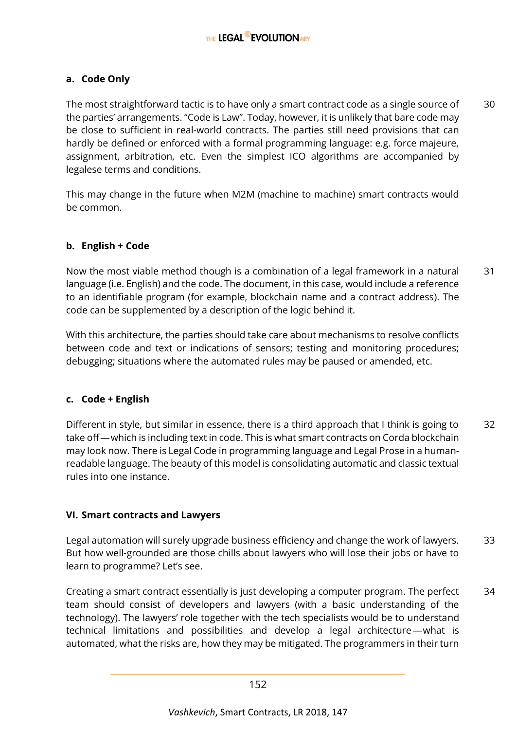### a. Code Only

30 The most straightforward tactic is to have only a smart contract code as a single source of the parties' arrangements. "Code is Law". Today, however, it is unlikely that bare code may be close to sufficient in real-world contracts. The parties still need provisions that can hardly be defined or enforced with a formal programming language: e.g. force majeure, assignment, arbitration, etc. Even the simplest ICO algorithms are accompanied by legalese terms and conditions.

This may change in the future when M2M (machine to machine) smart contracts would be common.

### b. English + Code

31 Now the most viable method though is a combination of a legal framework in a natural language (i.e. English) and the code. The document, in this case, would include a reference to an identifiable program (for example, blockchain name and a contract address). The code can be supplemented by a description of the logic behind it.

With this architecture, the parties should take care about mechanisms to resolve conflicts between code and text or indications of sensors; testing and monitoring procedures; debugging; situations where the automated rules may be paused or amended, etc.

### c. Code + English

32 Different in style, but similar in essence, there is a third approach that I think is going to take off—which is including text in code. This is what smart contracts on Corda blockchain may look now. There is Legal Code in programming language and Legal Prose in a human-readable language. The beauty of this model is consolidating automatic and classic textual rules into one instance.

## VI. Smart contracts and Lawyers

33 Legal automation will surely upgrade business efficiency and change the work of lawyers. But how well-grounded are those chills about lawyers who will lose their jobs or have to learn to programme? Let's see.

34 Creating a smart contract essentially is just developing a computer program. The perfect team should consist of developers and lawyers (with a basic understanding of the technology). The lawyers' role together with the tech specialists would be to understand technical limitations and possibilities and develop a legal architecture—what is automated, what the risks are, how they may be mitigated. The programmers in their turn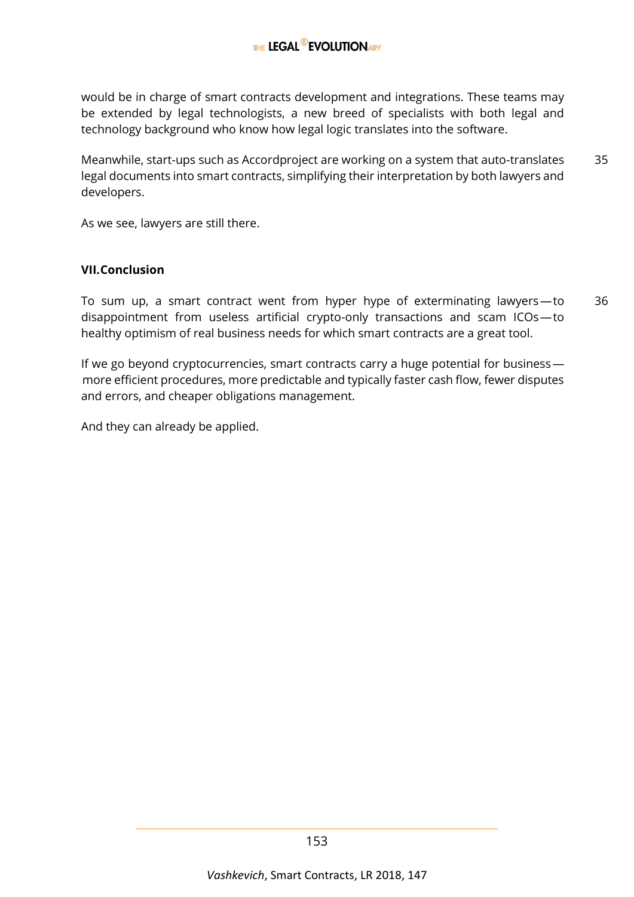would be in charge of smart contracts development and integrations. These teams may be extended by legal technologists, a new breed of specialists with both legal and technology background who know how legal logic translates into the software.

35 Meanwhile, start-ups such as Accordproject are working on a system that auto-translates legal documents into smart contracts, simplifying their interpretation by both lawyers and developers.

As we see, lawyers are still there.

## VII. Conclusion

36 To sum up, a smart contract went from hyper hype of exterminating lawyers — to disappointment from useless artificial crypto-only transactions and scam ICOs — to healthy optimism of real business needs for which smart contracts are a great tool.

If we go beyond cryptocurrencies, smart contracts carry a huge potential for business — more efficient procedures, more predictable and typically faster cash flow, fewer disputes and errors, and cheaper obligations management.

And they can already be applied.